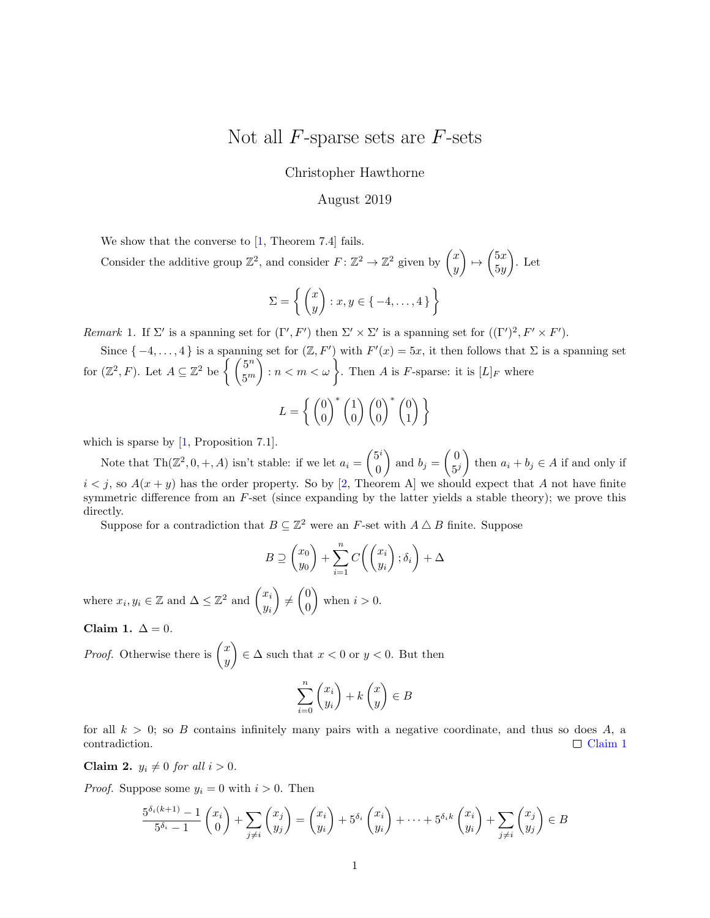# Not all $F$-sparse sets are $F$-sets

Christopher Hawthorne

August 2019

We show that the converse to [1, Theorem 7.4] fails.

Consider the additive group $\mathbb{Z}^2$, and consider $F\colon \mathbb{Z}^2 \to \mathbb{Z}^2$ given by $\begin{pmatrix} x \\ y \end{pmatrix} \mapsto \begin{pmatrix} 5x \\ 5y \end{pmatrix}$. Let

$$\Sigma = \left\{ \begin{pmatrix} x \\ y \end{pmatrix} : x, y \in \{ -4, \ldots, 4 \} \right\}$$

*Remark* 1. If $\Sigma'$ is a spanning set for $(\Gamma', F')$ then $\Sigma' \times \Sigma'$ is a spanning set for $((\Gamma')^2, F' \times F')$.

Since $\{ -4, \ldots, 4 \}$ is a spanning set for $(\mathbb{Z}, F')$ with $F'(x) = 5x$, it then follows that $\Sigma$ is a spanning set for $(\mathbb{Z}^2, F)$. Let $A \subseteq \mathbb{Z}^2$ be $\left\{ \begin{pmatrix} 5^n \\ 5^m \end{pmatrix} : n < m < \omega \right\}$. Then $A$ is $F$-sparse: it is $[L]_F$ where

$$L = \left\{ \begin{pmatrix} 0 \\ 0 \end{pmatrix}^* \begin{pmatrix} 1 \\ 0 \end{pmatrix} \begin{pmatrix} 0 \\ 0 \end{pmatrix}^* \begin{pmatrix} 0 \\ 1 \end{pmatrix} \right\}$$

which is sparse by [1, Proposition 7.1].

Note that $\mathrm{Th}(\mathbb{Z}^2, 0, +, A)$ isn't stable: if we let $a_i = \begin{pmatrix} 5^i \\ 0 \end{pmatrix}$ and $b_j = \begin{pmatrix} 0 \\ 5^j \end{pmatrix}$ then $a_i + b_j \in A$ if and only if $i < j$, so $A(x+y)$ has the order property. So by [2, Theorem A] we should expect that $A$ not have finite symmetric difference from an $F$-set (since expanding by the latter yields a stable theory); we prove this directly.

Suppose for a contradiction that $B \subseteq \mathbb{Z}^2$ were an $F$-set with $A \triangle B$ finite. Suppose

$$B \supseteq \begin{pmatrix} x_0 \\ y_0 \end{pmatrix} + \sum_{i=1}^{n} C\left( \begin{pmatrix} x_i \\ y_i \end{pmatrix}; \delta_i \right) + \Delta$$

where $x_i, y_i \in \mathbb{Z}$ and $\Delta \leq \mathbb{Z}^2$ and $\begin{pmatrix} x_i \\ y_i \end{pmatrix} \neq \begin{pmatrix} 0 \\ 0 \end{pmatrix}$ when $i > 0$.

**Claim 1.** $\Delta = 0$.

*Proof.* Otherwise there is $\begin{pmatrix} x \\ y \end{pmatrix} \in \Delta$ such that $x < 0$ or $y < 0$. But then

$$\sum_{i=0}^{n} \begin{pmatrix} x_i \\ y_i \end{pmatrix} + k \begin{pmatrix} x \\ y \end{pmatrix} \in B$$

for all $k > 0$; so $B$ contains infinitely many pairs with a negative coordinate, and thus so does $A$, a contradiction. □ Claim 1

**Claim 2.** $y_i \neq 0$ *for all* $i > 0$.

*Proof.* Suppose some $y_i = 0$ with $i > 0$. Then

$$\frac{5^{\delta_i(k+1)} - 1}{5^{\delta_i} - 1} \begin{pmatrix} x_i \\ 0 \end{pmatrix} + \sum_{j \neq i} \begin{pmatrix} x_j \\ y_j \end{pmatrix} = \begin{pmatrix} x_i \\ y_i \end{pmatrix} + 5^{\delta_i} \begin{pmatrix} x_i \\ y_i \end{pmatrix} + \cdots + 5^{\delta_i k} \begin{pmatrix} x_i \\ y_i \end{pmatrix} + \sum_{j \neq i} \begin{pmatrix} x_j \\ y_j \end{pmatrix} \in B$$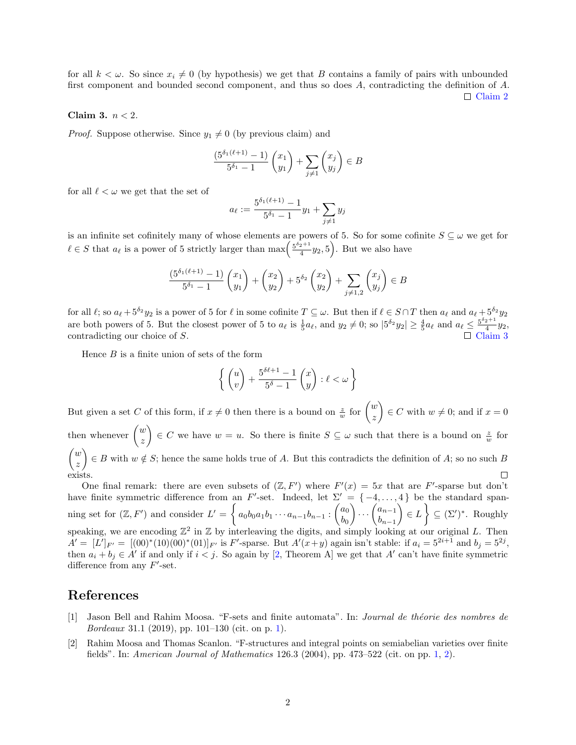for all $k < \omega$. So since $x_i \neq 0$ (by hypothesis) we get that $B$ contains a family of pairs with unbounded first component and bounded second component, and thus so does $A$, contradicting the definition of $A$. □ Claim 2

**Claim 3.** $n < 2$.

*Proof.* Suppose otherwise. Since $y_1 \neq 0$ (by previous claim) and

$$\frac{(5^{\delta_1(\ell+1)} - 1)}{5^{\delta_1} - 1} \begin{pmatrix} x_1 \\ y_1 \end{pmatrix} + \sum_{j \neq 1} \begin{pmatrix} x_j \\ y_j \end{pmatrix} \in B$$

for all $\ell < \omega$ we get that the set of

$$a_\ell := \frac{5^{\delta_1(\ell+1)} - 1}{5^{\delta_1} - 1} y_1 + \sum_{j \neq 1} y_j$$

is an infinite set cofinitely many of whose elements are powers of 5. So for some cofinite $S \subseteq \omega$ we get for $\ell \in S$ that $a_\ell$ is a power of 5 strictly larger than $\max\left(\frac{5^{\delta_2+1}}{4} y_2, 5\right)$. But we also have

$$\frac{(5^{\delta_1(\ell+1)} - 1)}{5^{\delta_1} - 1} \begin{pmatrix} x_1 \\ y_1 \end{pmatrix} + \begin{pmatrix} x_2 \\ y_2 \end{pmatrix} + 5^{\delta_2} \begin{pmatrix} x_2 \\ y_2 \end{pmatrix} + \sum_{j \neq 1,2} \begin{pmatrix} x_j \\ y_j \end{pmatrix} \in B$$

for all $\ell$; so $a_\ell + 5^{\delta_2} y_2$ is a power of 5 for $\ell$ in some cofinite $T \subseteq \omega$. But then if $\ell \in S \cap T$ then $a_\ell$ and $a_\ell + 5^{\delta_2} y_2$ are both powers of 5. But the closest power of 5 to $a_\ell$ is $\frac{1}{5} a_\ell$, and $y_2 \neq 0$; so $|5^{\delta_2} y_2| \geq \frac{4}{5} a_\ell$ and $a_\ell \leq \frac{5^{\delta_2+1}}{4} y_2$, contradicting our choice of $S$. □ Claim 3

Hence $B$ is a finite union of sets of the form

$$\left\{ \begin{pmatrix} u \\ v \end{pmatrix} + \frac{5^{\delta\ell+1} - 1}{5^\delta - 1} \begin{pmatrix} x \\ y \end{pmatrix} : \ell < \omega \right\}$$

But given a set $C$ of this form, if $x \neq 0$ then there is a bound on $\frac{z}{w}$ for $\begin{pmatrix} w \\ z \end{pmatrix} \in C$ with $w \neq 0$; and if $x = 0$ then whenever $\begin{pmatrix} w \\ z \end{pmatrix} \in C$ we have $w = u$. So there is finite $S \subseteq \omega$ such that there is a bound on $\frac{z}{w}$ for $\begin{pmatrix} w \\ z \end{pmatrix} \in B$ with $w \notin S$; hence the same holds true of $A$. But this contradicts the definition of $A$; so no such $B$ exists. □

One final remark: there are even subsets of $(\mathbb{Z}, F')$ where $F'(x) = 5x$ that are $F'$-sparse but don't have finite symmetric difference from an $F'$-set. Indeed, let $\Sigma' = \{-4, \ldots, 4\}$ be the standard spanning set for $(\mathbb{Z}, F')$ and consider $L' = \left\{ a_0 b_0 a_1 b_1 \cdots a_{n-1} b_{n-1} : \begin{pmatrix} a_0 \\ b_0 \end{pmatrix} \cdots \begin{pmatrix} a_{n-1} \\ b_{n-1} \end{pmatrix} \in L \right\} \subseteq (\Sigma')^*$. Roughly speaking, we are encoding $\mathbb{Z}^2$ in $\mathbb{Z}$ by interleaving the digits, and simply looking at our original $L$. Then $A' = [L']_{F'} = [(00)^*(10)(00)^*(01)]_{F'}$ is $F'$-sparse. But $A'(x+y)$ again isn't stable: if $a_i = 5^{2i+1}$ and $b_j = 5^{2j}$, then $a_i + b_j \in A'$ if and only if $i < j$. So again by [2, Theorem A] we get that $A'$ can't have finite symmetric difference from any $F'$-set.

# References

[1] Jason Bell and Rahim Moosa. "F-sets and finite automata". In: *Journal de théorie des nombres de Bordeaux* 31.1 (2019), pp. 101–130 (cit. on p. 1).

[2] Rahim Moosa and Thomas Scanlon. "F-structures and integral points on semiabelian varieties over finite fields". In: *American Journal of Mathematics* 126.3 (2004), pp. 473–522 (cit. on pp. 1, 2).